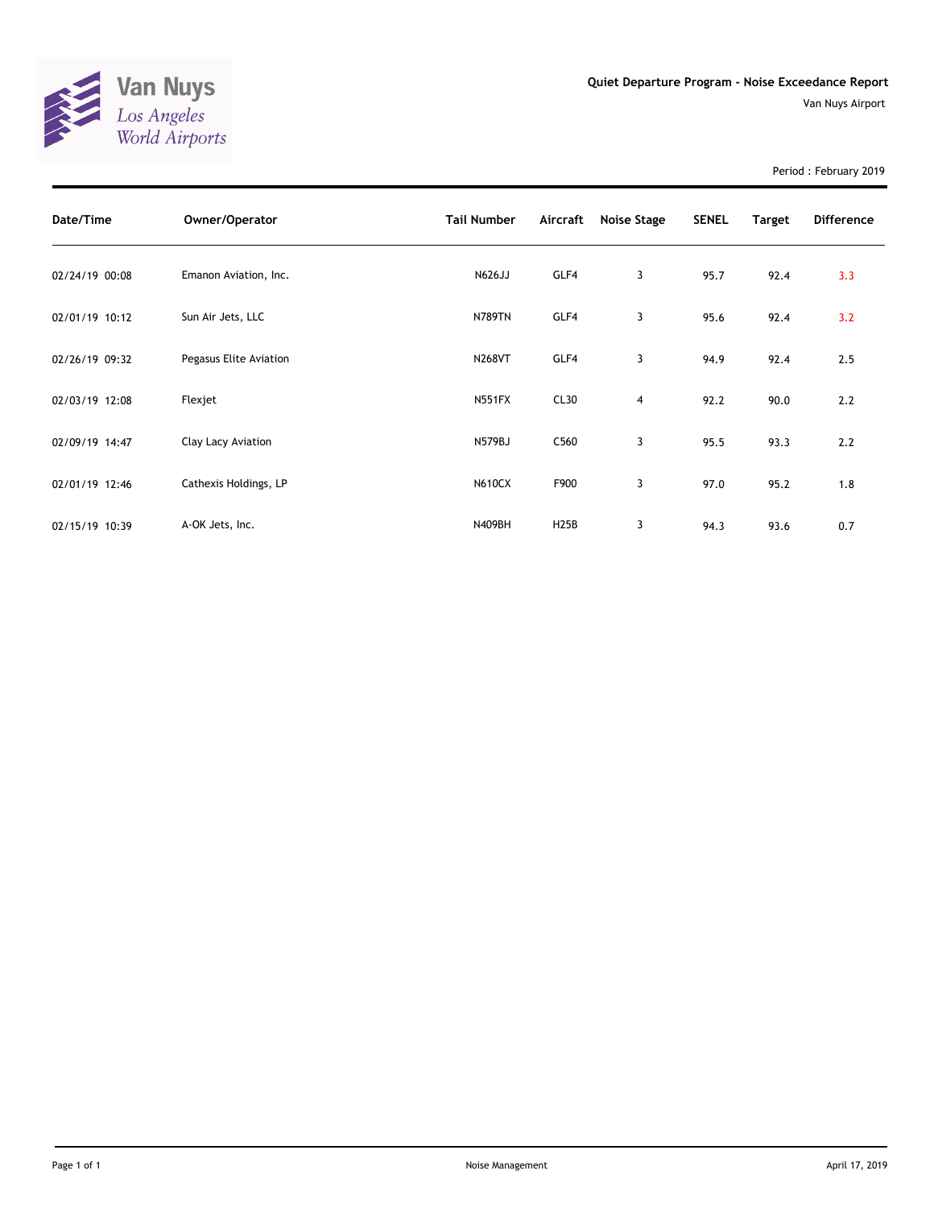Van Nuys
*Los Angeles*
*World Airports*

## Quiet Departure Program - Noise Exceedance Report

Van Nuys Airport

Period : February 2019

| Date/Time | Owner/Operator | Tail Number | Aircraft | Noise Stage | SENEL | Target | Difference |
|---|---|---|---|---|---|---|---|
| 02/24/19 00:08 | Emanon Aviation, Inc. | N626JJ | GLF4 | 3 | 95.7 | 92.4 | 3.3 |
| 02/01/19 10:12 | Sun Air Jets, LLC | N789TN | GLF4 | 3 | 95.6 | 92.4 | 3.2 |
| 02/26/19 09:32 | Pegasus Elite Aviation | N268VT | GLF4 | 3 | 94.9 | 92.4 | 2.5 |
| 02/03/19 12:08 | Flexjet | N551FX | CL30 | 4 | 92.2 | 90.0 | 2.2 |
| 02/09/19 14:47 | Clay Lacy Aviation | N579BJ | C560 | 3 | 95.5 | 93.3 | 2.2 |
| 02/01/19 12:46 | Cathexis Holdings, LP | N610CX | F900 | 3 | 97.0 | 95.2 | 1.8 |
| 02/15/19 10:39 | A-OK Jets, Inc. | N409BH | H25B | 3 | 94.3 | 93.6 | 0.7 |

Noise Management

April 17, 2019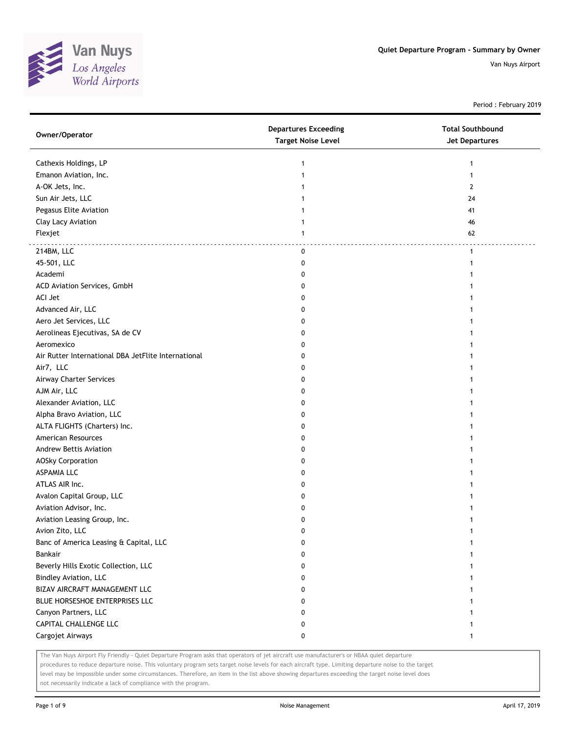# Quiet Departure Program - Summary by Owner

Van Nuys Airport

Period : February 2019

| Owner/Operator | Departures Exceeding Target Noise Level | Total Southbound Jet Departures |
|---|---|---|
| Cathexis Holdings, LP | 1 | 1 |
| Emanon Aviation, Inc. | 1 | 1 |
| A-OK Jets, Inc. | 1 | 2 |
| Sun Air Jets, LLC | 1 | 24 |
| Pegasus Elite Aviation | 1 | 41 |
| Clay Lacy Aviation | 1 | 46 |
| Flexjet | 1 | 62 |
| 214BM, LLC | 0 | 1 |
| 45-501, LLC | 0 | 1 |
| Academi | 0 | 1 |
| ACD Aviation Services, GmbH | 0 | 1 |
| ACI Jet | 0 | 1 |
| Advanced Air, LLC | 0 | 1 |
| Aero Jet Services, LLC | 0 | 1 |
| Aerolineas Ejecutivas, SA de CV | 0 | 1 |
| Aeromexico | 0 | 1 |
| Air Rutter International DBA JetFlite International | 0 | 1 |
| Air7, LLC | 0 | 1 |
| Airway Charter Services | 0 | 1 |
| AJM Air, LLC | 0 | 1 |
| Alexander Aviation, LLC | 0 | 1 |
| Alpha Bravo Aviation, LLC | 0 | 1 |
| ALTA FLIGHTS (Charters) Inc. | 0 | 1 |
| American Resources | 0 | 1 |
| Andrew Bettis Aviation | 0 | 1 |
| AOSky Corporation | 0 | 1 |
| ASPAMIA LLC | 0 | 1 |
| ATLAS AIR Inc. | 0 | 1 |
| Avalon Capital Group, LLC | 0 | 1 |
| Aviation Advisor, Inc. | 0 | 1 |
| Aviation Leasing Group, Inc. | 0 | 1 |
| Avion Zito, LLC | 0 | 1 |
| Banc of America Leasing & Capital, LLC | 0 | 1 |
| Bankair | 0 | 1 |
| Beverly Hills Exotic Collection, LLC | 0 | 1 |
| Bindley Aviation, LLC | 0 | 1 |
| BIZAV AIRCRAFT MANAGEMENT LLC | 0 | 1 |
| BLUE HORSESHOE ENTERPRISES LLC | 0 | 1 |
| Canyon Partners, LLC | 0 | 1 |
| CAPITAL CHALLENGE LLC | 0 | 1 |
| Cargojet Airways | 0 | 1 |

The Van Nuys Airport Fly Friendly - Quiet Departure Program asks that operators of jet aircraft use manufacturer's or NBAA quiet departure procedures to reduce departure noise. This voluntary program sets target noise levels for each aircraft type. Limiting departure noise to the target level may be impossible under some circumstances. Therefore, an item in the list above showing departures exceeding the target noise level does not necessarily indicate a lack of compliance with the program.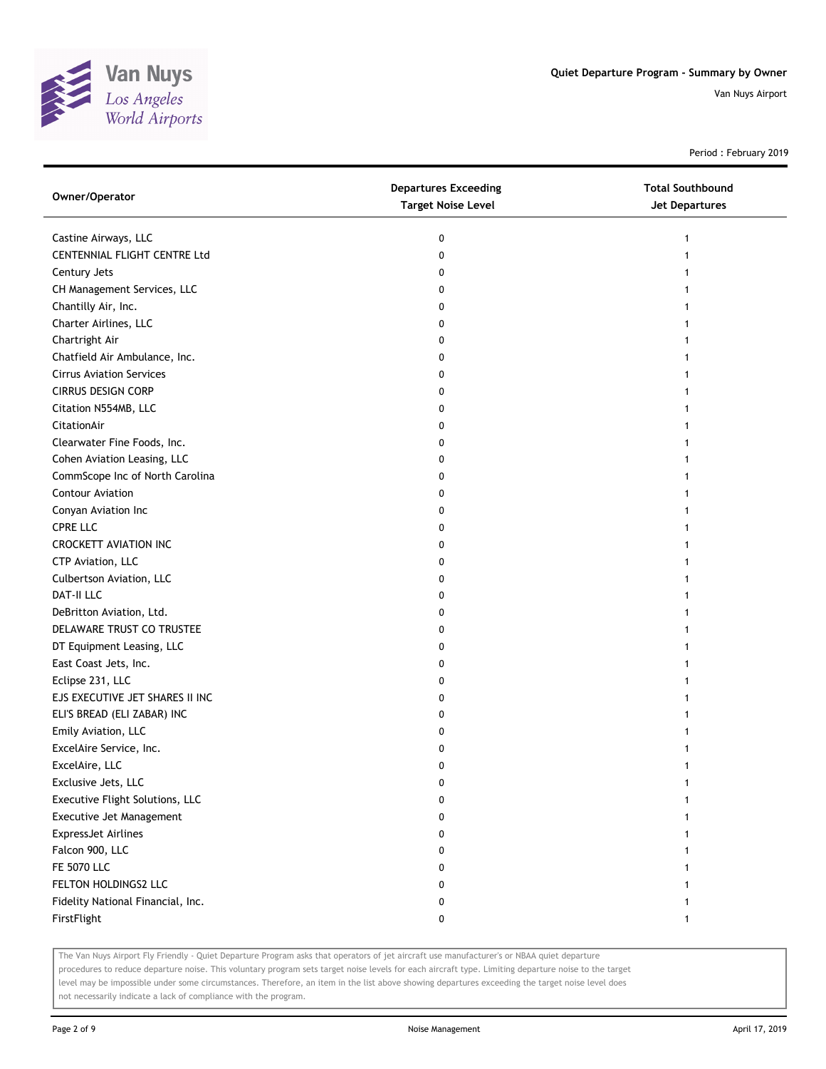Quiet Departure Program - Summary by Owner

Van Nuys Airport

Period : February 2019

| Owner/Operator | Departures Exceeding Target Noise Level | Total Southbound Jet Departures |
|---|---|---|
| Castine Airways, LLC | 0 | 1 |
| CENTENNIAL FLIGHT CENTRE Ltd | 0 | 1 |
| Century Jets | 0 | 1 |
| CH Management Services, LLC | 0 | 1 |
| Chantilly Air, Inc. | 0 | 1 |
| Charter Airlines, LLC | 0 | 1 |
| Chartright Air | 0 | 1 |
| Chatfield Air Ambulance, Inc. | 0 | 1 |
| Cirrus Aviation Services | 0 | 1 |
| CIRRUS DESIGN CORP | 0 | 1 |
| Citation N554MB, LLC | 0 | 1 |
| CitationAir | 0 | 1 |
| Clearwater Fine Foods, Inc. | 0 | 1 |
| Cohen Aviation Leasing, LLC | 0 | 1 |
| CommScope Inc of North Carolina | 0 | 1 |
| Contour Aviation | 0 | 1 |
| Conyan Aviation Inc | 0 | 1 |
| CPRE LLC | 0 | 1 |
| CROCKETT AVIATION INC | 0 | 1 |
| CTP Aviation, LLC | 0 | 1 |
| Culbertson Aviation, LLC | 0 | 1 |
| DAT-II LLC | 0 | 1 |
| DeBritton Aviation, Ltd. | 0 | 1 |
| DELAWARE TRUST CO TRUSTEE | 0 | 1 |
| DT Equipment Leasing, LLC | 0 | 1 |
| East Coast Jets, Inc. | 0 | 1 |
| Eclipse 231, LLC | 0 | 1 |
| EJS EXECUTIVE JET SHARES II INC | 0 | 1 |
| ELI'S BREAD (ELI ZABAR) INC | 0 | 1 |
| Emily Aviation, LLC | 0 | 1 |
| ExcelAire Service, Inc. | 0 | 1 |
| ExcelAire, LLC | 0 | 1 |
| Exclusive Jets, LLC | 0 | 1 |
| Executive Flight Solutions, LLC | 0 | 1 |
| Executive Jet Management | 0 | 1 |
| ExpressJet Airlines | 0 | 1 |
| Falcon 900, LLC | 0 | 1 |
| FE 5070 LLC | 0 | 1 |
| FELTON HOLDINGS2 LLC | 0 | 1 |
| Fidelity National Financial, Inc. | 0 | 1 |
| FirstFlight | 0 | 1 |

The Van Nuys Airport Fly Friendly - Quiet Departure Program asks that operators of jet aircraft use manufacturer's or NBAA quiet departure procedures to reduce departure noise. This voluntary program sets target noise levels for each aircraft type. Limiting departure noise to the target level may be impossible under some circumstances. Therefore, an item in the list above showing departures exceeding the target noise level does not necessarily indicate a lack of compliance with the program.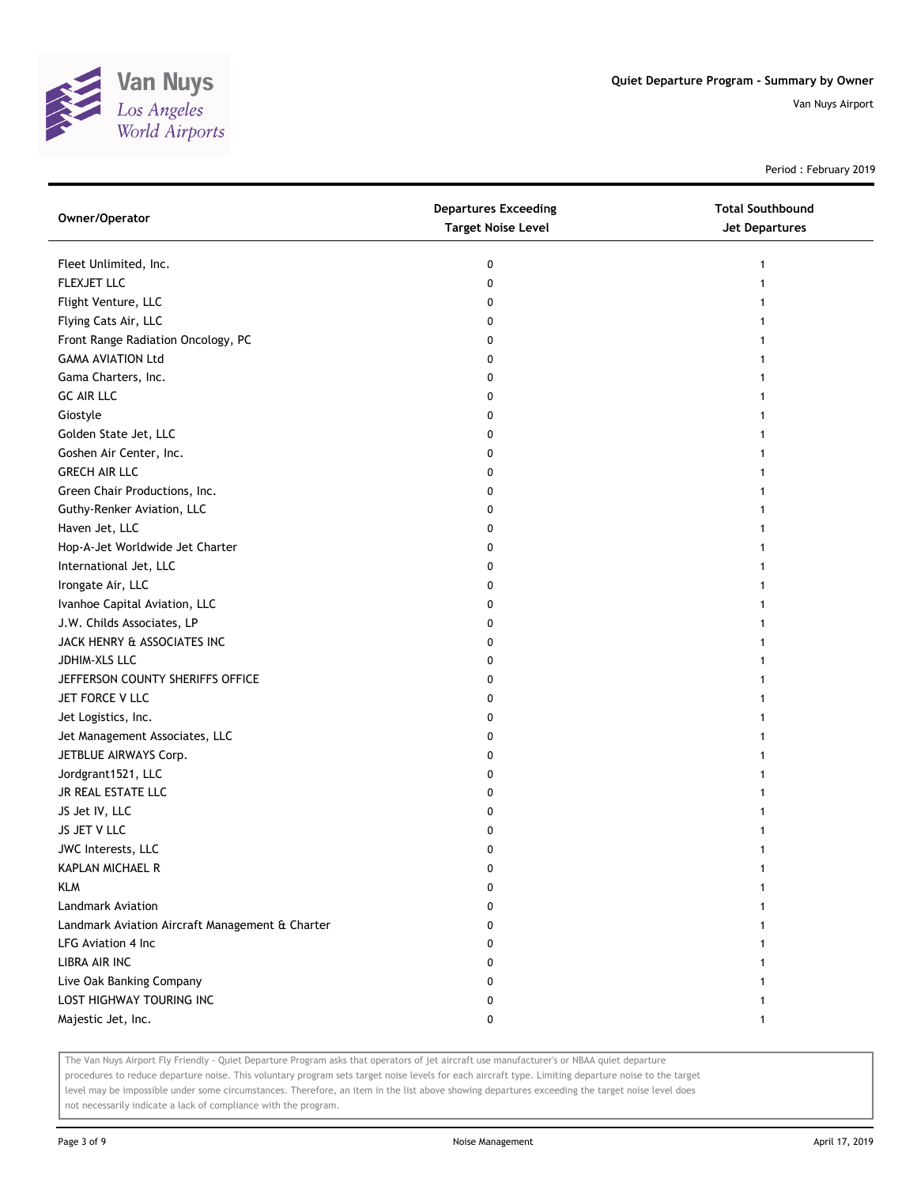Quiet Departure Program - Summary by Owner

Van Nuys Airport

Period : February 2019

| Owner/Operator | Departures Exceeding Target Noise Level | Total Southbound Jet Departures |
|---|---|---|
| Fleet Unlimited, Inc. | 0 | 1 |
| FLEXJET LLC | 0 | 1 |
| Flight Venture, LLC | 0 | 1 |
| Flying Cats Air, LLC | 0 | 1 |
| Front Range Radiation Oncology, PC | 0 | 1 |
| GAMA AVIATION Ltd | 0 | 1 |
| Gama Charters, Inc. | 0 | 1 |
| GC AIR LLC | 0 | 1 |
| Giostyle | 0 | 1 |
| Golden State Jet, LLC | 0 | 1 |
| Goshen Air Center, Inc. | 0 | 1 |
| GRECH AIR LLC | 0 | 1 |
| Green Chair Productions, Inc. | 0 | 1 |
| Guthy-Renker Aviation, LLC | 0 | 1 |
| Haven Jet, LLC | 0 | 1 |
| Hop-A-Jet Worldwide Jet Charter | 0 | 1 |
| International Jet, LLC | 0 | 1 |
| Irongate Air, LLC | 0 | 1 |
| Ivanhoe Capital Aviation, LLC | 0 | 1 |
| J.W. Childs Associates, LP | 0 | 1 |
| JACK HENRY & ASSOCIATES INC | 0 | 1 |
| JDHIM-XLS LLC | 0 | 1 |
| JEFFERSON COUNTY SHERIFFS OFFICE | 0 | 1 |
| JET FORCE V LLC | 0 | 1 |
| Jet Logistics, Inc. | 0 | 1 |
| Jet Management Associates, LLC | 0 | 1 |
| JETBLUE AIRWAYS Corp. | 0 | 1 |
| Jordgrant1521, LLC | 0 | 1 |
| JR REAL ESTATE LLC | 0 | 1 |
| JS Jet IV, LLC | 0 | 1 |
| JS JET V LLC | 0 | 1 |
| JWC Interests, LLC | 0 | 1 |
| KAPLAN MICHAEL R | 0 | 1 |
| KLM | 0 | 1 |
| Landmark Aviation | 0 | 1 |
| Landmark Aviation Aircraft Management & Charter | 0 | 1 |
| LFG Aviation 4 Inc | 0 | 1 |
| LIBRA AIR INC | 0 | 1 |
| Live Oak Banking Company | 0 | 1 |
| LOST HIGHWAY TOURING INC | 0 | 1 |
| Majestic Jet, Inc. | 0 | 1 |

The Van Nuys Airport Fly Friendly - Quiet Departure Program asks that operators of jet aircraft use manufacturer's or NBAA quiet departure procedures to reduce departure noise. This voluntary program sets target noise levels for each aircraft type. Limiting departure noise to the target level may be impossible under some circumstances. Therefore, an item in the list above showing departures exceeding the target noise level does not necessarily indicate a lack of compliance with the program.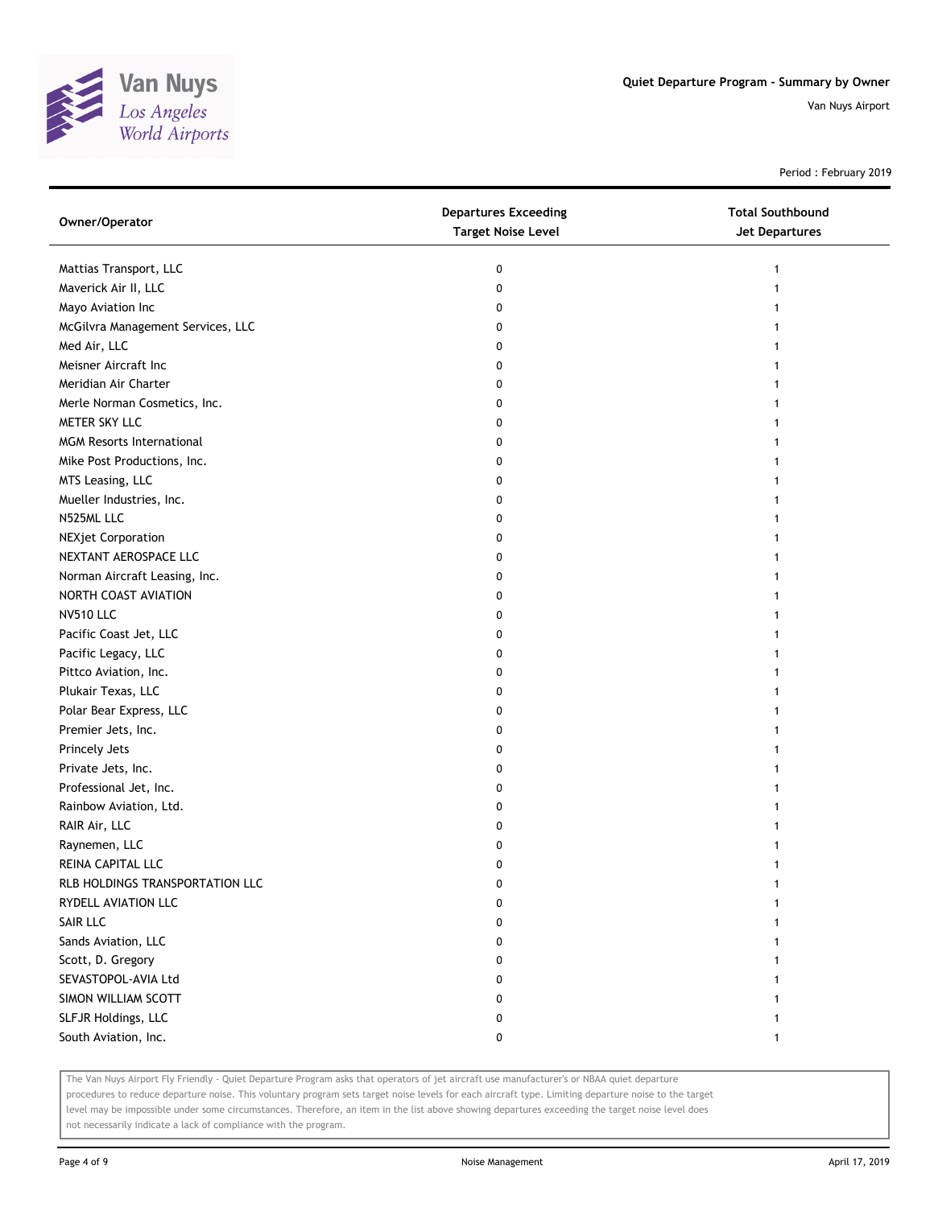Quiet Departure Program - Summary by Owner

Van Nuys Airport

Period : February 2019

| Owner/Operator | Departures Exceeding Target Noise Level | Total Southbound Jet Departures |
|---|---|---|
| Mattias Transport, LLC | 0 | 1 |
| Maverick Air II, LLC | 0 | 1 |
| Mayo Aviation Inc | 0 | 1 |
| McGilvra Management Services, LLC | 0 | 1 |
| Med Air, LLC | 0 | 1 |
| Meisner Aircraft Inc | 0 | 1 |
| Meridian Air Charter | 0 | 1 |
| Merle Norman Cosmetics, Inc. | 0 | 1 |
| METER SKY LLC | 0 | 1 |
| MGM Resorts International | 0 | 1 |
| Mike Post Productions, Inc. | 0 | 1 |
| MTS Leasing, LLC | 0 | 1 |
| Mueller Industries, Inc. | 0 | 1 |
| N525ML LLC | 0 | 1 |
| NEXjet Corporation | 0 | 1 |
| NEXTANT AEROSPACE LLC | 0 | 1 |
| Norman Aircraft Leasing, Inc. | 0 | 1 |
| NORTH COAST AVIATION | 0 | 1 |
| NV510 LLC | 0 | 1 |
| Pacific Coast Jet, LLC | 0 | 1 |
| Pacific Legacy, LLC | 0 | 1 |
| Pittco Aviation, Inc. | 0 | 1 |
| Plukair Texas, LLC | 0 | 1 |
| Polar Bear Express, LLC | 0 | 1 |
| Premier Jets, Inc. | 0 | 1 |
| Princely Jets | 0 | 1 |
| Private Jets, Inc. | 0 | 1 |
| Professional Jet, Inc. | 0 | 1 |
| Rainbow Aviation, Ltd. | 0 | 1 |
| RAIR Air, LLC | 0 | 1 |
| Raynemen, LLC | 0 | 1 |
| REINA CAPITAL LLC | 0 | 1 |
| RLB HOLDINGS TRANSPORTATION LLC | 0 | 1 |
| RYDELL AVIATION LLC | 0 | 1 |
| SAIR LLC | 0 | 1 |
| Sands Aviation, LLC | 0 | 1 |
| Scott, D. Gregory | 0 | 1 |
| SEVASTOPOL-AVIA Ltd | 0 | 1 |
| SIMON WILLIAM SCOTT | 0 | 1 |
| SLFJR Holdings, LLC | 0 | 1 |
| South Aviation, Inc. | 0 | 1 |

The Van Nuys Airport Fly Friendly - Quiet Departure Program asks that operators of jet aircraft use manufacturer's or NBAA quiet departure procedures to reduce departure noise. This voluntary program sets target noise levels for each aircraft type. Limiting departure noise to the target level may be impossible under some circumstances. Therefore, an item in the list above showing departures exceeding the target noise level does not necessarily indicate a lack of compliance with the program.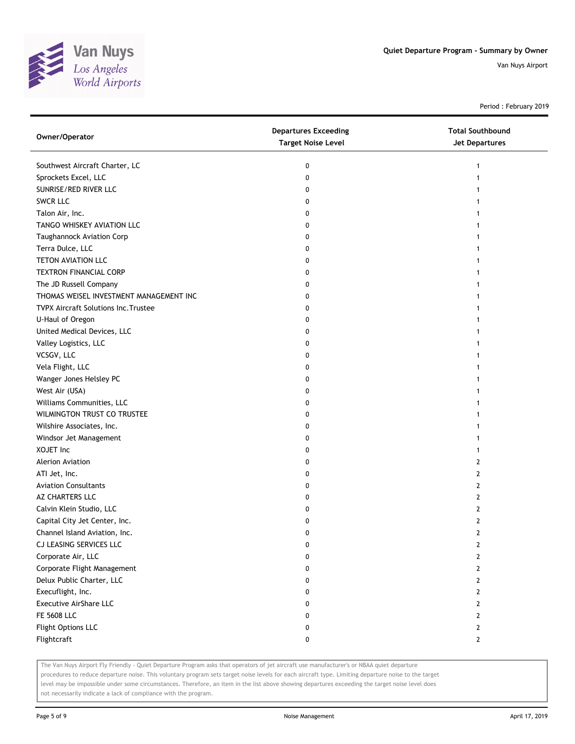| Owner/Operator | Departures Exceeding Target Noise Level | Total Southbound Jet Departures |
|---|---|---|
| Southwest Aircraft Charter, LC | 0 | 1 |
| Sprockets Excel, LLC | 0 | 1 |
| SUNRISE/RED RIVER LLC | 0 | 1 |
| SWCR LLC | 0 | 1 |
| Talon Air, Inc. | 0 | 1 |
| TANGO WHISKEY AVIATION LLC | 0 | 1 |
| Taughannock Aviation Corp | 0 | 1 |
| Terra Dulce, LLC | 0 | 1 |
| TETON AVIATION LLC | 0 | 1 |
| TEXTRON FINANCIAL CORP | 0 | 1 |
| The JD Russell Company | 0 | 1 |
| THOMAS WEISEL INVESTMENT MANAGEMENT INC | 0 | 1 |
| TVPX Aircraft Solutions Inc.Trustee | 0 | 1 |
| U-Haul of Oregon | 0 | 1 |
| United Medical Devices, LLC | 0 | 1 |
| Valley Logistics, LLC | 0 | 1 |
| VCSGV, LLC | 0 | 1 |
| Vela Flight, LLC | 0 | 1 |
| Wanger Jones Helsley PC | 0 | 1 |
| West Air (USA) | 0 | 1 |
| Williams Communities, LLC | 0 | 1 |
| WILMINGTON TRUST CO TRUSTEE | 0 | 1 |
| Wilshire Associates, Inc. | 0 | 1 |
| Windsor Jet Management | 0 | 1 |
| XOJET Inc | 0 | 1 |
| Alerion Aviation | 0 | 2 |
| ATI Jet, Inc. | 0 | 2 |
| Aviation Consultants | 0 | 2 |
| AZ CHARTERS LLC | 0 | 2 |
| Calvin Klein Studio, LLC | 0 | 2 |
| Capital City Jet Center, Inc. | 0 | 2 |
| Channel Island Aviation, Inc. | 0 | 2 |
| CJ LEASING SERVICES LLC | 0 | 2 |
| Corporate Air, LLC | 0 | 2 |
| Corporate Flight Management | 0 | 2 |
| Delux Public Charter, LLC | 0 | 2 |
| Execuflight, Inc. | 0 | 2 |
| Executive AirShare LLC | 0 | 2 |
| FE 5608 LLC | 0 | 2 |
| Flight Options LLC | 0 | 2 |
| Flightcraft | 0 | 2 |

The Van Nuys Airport Fly Friendly - Quiet Departure Program asks that operators of jet aircraft use manufacturer's or NBAA quiet departure procedures to reduce departure noise. This voluntary program sets target noise levels for each aircraft type. Limiting departure noise to the target level may be impossible under some circumstances. Therefore, an item in the list above showing departures exceeding the target noise level does not necessarily indicate a lack of compliance with the program.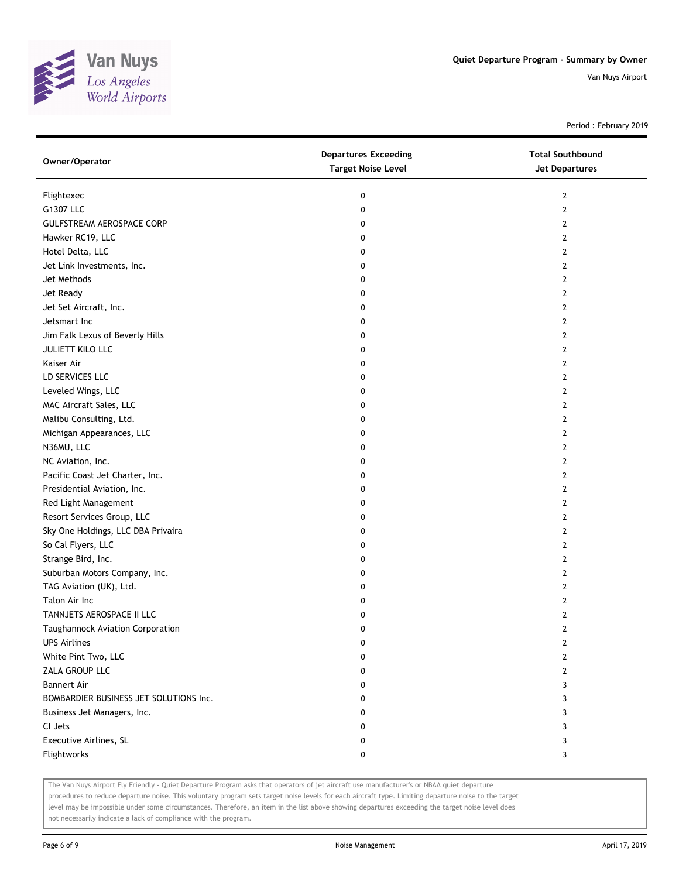Quiet Departure Program - Summary by Owner

Van Nuys Airport

Period : February 2019

| Owner/Operator | Departures Exceeding Target Noise Level | Total Southbound Jet Departures |
|---|---|---|
| Flightexec | 0 | 2 |
| G1307 LLC | 0 | 2 |
| GULFSTREAM AEROSPACE CORP | 0 | 2 |
| Hawker RC19, LLC | 0 | 2 |
| Hotel Delta, LLC | 0 | 2 |
| Jet Link Investments, Inc. | 0 | 2 |
| Jet Methods | 0 | 2 |
| Jet Ready | 0 | 2 |
| Jet Set Aircraft, Inc. | 0 | 2 |
| Jetsmart Inc | 0 | 2 |
| Jim Falk Lexus of Beverly Hills | 0 | 2 |
| JULIETT KILO LLC | 0 | 2 |
| Kaiser Air | 0 | 2 |
| LD SERVICES LLC | 0 | 2 |
| Leveled Wings, LLC | 0 | 2 |
| MAC Aircraft Sales, LLC | 0 | 2 |
| Malibu Consulting, Ltd. | 0 | 2 |
| Michigan Appearances, LLC | 0 | 2 |
| N36MU, LLC | 0 | 2 |
| NC Aviation, Inc. | 0 | 2 |
| Pacific Coast Jet Charter, Inc. | 0 | 2 |
| Presidential Aviation, Inc. | 0 | 2 |
| Red Light Management | 0 | 2 |
| Resort Services Group, LLC | 0 | 2 |
| Sky One Holdings, LLC DBA Privaira | 0 | 2 |
| So Cal Flyers, LLC | 0 | 2 |
| Strange Bird, Inc. | 0 | 2 |
| Suburban Motors Company, Inc. | 0 | 2 |
| TAG Aviation (UK), Ltd. | 0 | 2 |
| Talon Air Inc | 0 | 2 |
| TANNJETS AEROSPACE II LLC | 0 | 2 |
| Taughannock Aviation Corporation | 0 | 2 |
| UPS Airlines | 0 | 2 |
| White Pint Two, LLC | 0 | 2 |
| ZALA GROUP LLC | 0 | 2 |
| Bannert Air | 0 | 3 |
| BOMBARDIER BUSINESS JET SOLUTIONS Inc. | 0 | 3 |
| Business Jet Managers, Inc. | 0 | 3 |
| CI Jets | 0 | 3 |
| Executive Airlines, SL | 0 | 3 |
| Flightworks | 0 | 3 |

The Van Nuys Airport Fly Friendly - Quiet Departure Program asks that operators of jet aircraft use manufacturer's or NBAA quiet departure procedures to reduce departure noise. This voluntary program sets target noise levels for each aircraft type. Limiting departure noise to the target level may be impossible under some circumstances. Therefore, an item in the list above showing departures exceeding the target noise level does not necessarily indicate a lack of compliance with the program.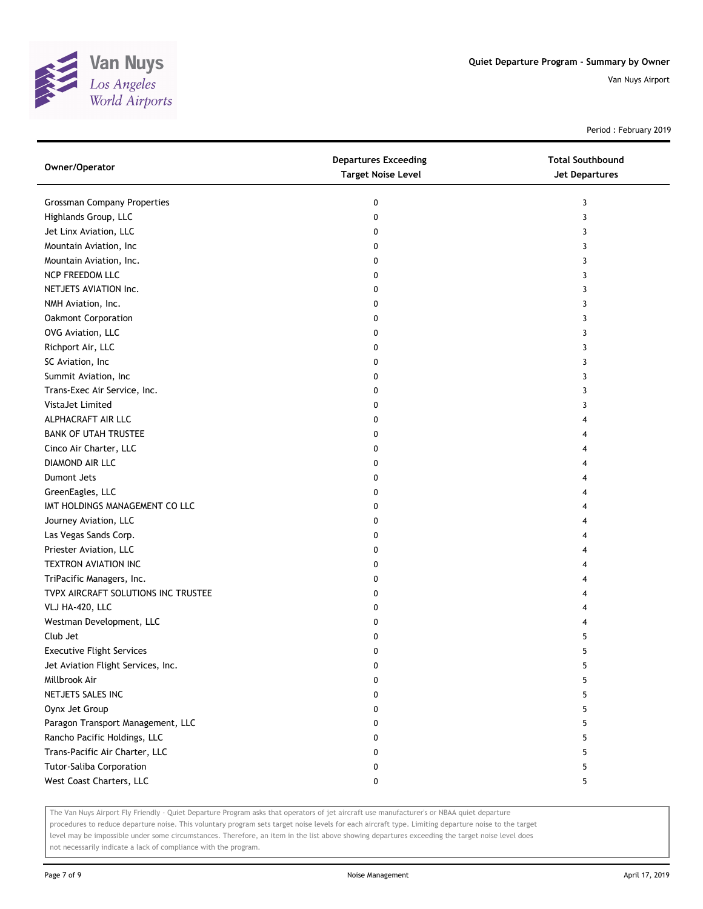Quiet Departure Program - Summary by Owner

Van Nuys Airport

Period : February 2019

| Owner/Operator | Departures Exceeding Target Noise Level | Total Southbound Jet Departures |
|---|---|---|
| Grossman Company Properties | 0 | 3 |
| Highlands Group, LLC | 0 | 3 |
| Jet Linx Aviation, LLC | 0 | 3 |
| Mountain Aviation, Inc | 0 | 3 |
| Mountain Aviation, Inc. | 0 | 3 |
| NCP FREEDOM LLC | 0 | 3 |
| NETJETS AVIATION Inc. | 0 | 3 |
| NMH Aviation, Inc. | 0 | 3 |
| Oakmont Corporation | 0 | 3 |
| OVG Aviation, LLC | 0 | 3 |
| Richport Air, LLC | 0 | 3 |
| SC Aviation, Inc | 0 | 3 |
| Summit Aviation, Inc | 0 | 3 |
| Trans-Exec Air Service, Inc. | 0 | 3 |
| VistaJet Limited | 0 | 3 |
| ALPHACRAFT AIR LLC | 0 | 4 |
| BANK OF UTAH TRUSTEE | 0 | 4 |
| Cinco Air Charter, LLC | 0 | 4 |
| DIAMOND AIR LLC | 0 | 4 |
| Dumont Jets | 0 | 4 |
| GreenEagles, LLC | 0 | 4 |
| IMT HOLDINGS MANAGEMENT CO LLC | 0 | 4 |
| Journey Aviation, LLC | 0 | 4 |
| Las Vegas Sands Corp. | 0 | 4 |
| Priester Aviation, LLC | 0 | 4 |
| TEXTRON AVIATION INC | 0 | 4 |
| TriPacific Managers, Inc. | 0 | 4 |
| TVPX AIRCRAFT SOLUTIONS INC TRUSTEE | 0 | 4 |
| VLJ HA-420, LLC | 0 | 4 |
| Westman Development, LLC | 0 | 4 |
| Club Jet | 0 | 5 |
| Executive Flight Services | 0 | 5 |
| Jet Aviation Flight Services, Inc. | 0 | 5 |
| Millbrook Air | 0 | 5 |
| NETJETS SALES INC | 0 | 5 |
| Oynx Jet Group | 0 | 5 |
| Paragon Transport Management, LLC | 0 | 5 |
| Rancho Pacific Holdings, LLC | 0 | 5 |
| Trans-Pacific Air Charter, LLC | 0 | 5 |
| Tutor-Saliba Corporation | 0 | 5 |
| West Coast Charters, LLC | 0 | 5 |

The Van Nuys Airport Fly Friendly - Quiet Departure Program asks that operators of jet aircraft use manufacturer's or NBAA quiet departure procedures to reduce departure noise. This voluntary program sets target noise levels for each aircraft type. Limiting departure noise to the target level may be impossible under some circumstances. Therefore, an item in the list above showing departures exceeding the target noise level does not necessarily indicate a lack of compliance with the program.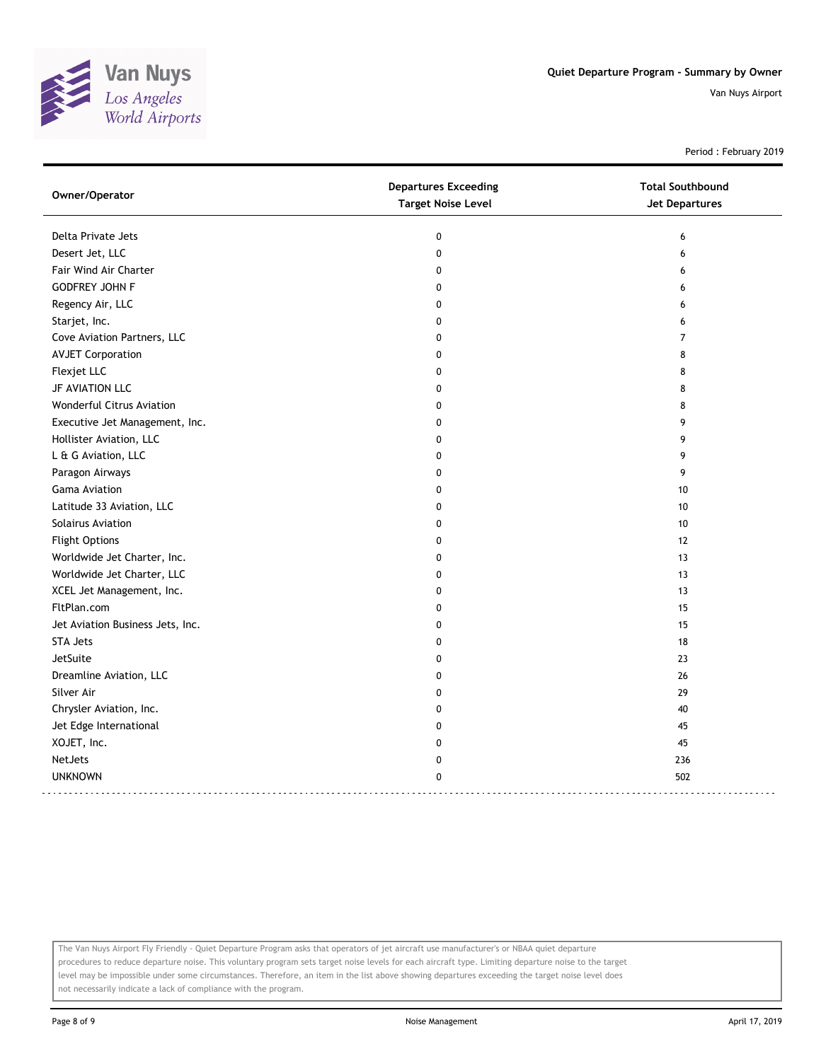# Quiet Departure Program - Summary by Owner

Van Nuys Airport

Period : February 2019

| Owner/Operator | Departures Exceeding Target Noise Level | Total Southbound Jet Departures |
|---|---|---|
| Delta Private Jets | 0 | 6 |
| Desert Jet, LLC | 0 | 6 |
| Fair Wind Air Charter | 0 | 6 |
| GODFREY JOHN F | 0 | 6 |
| Regency Air, LLC | 0 | 6 |
| Starjet, Inc. | 0 | 6 |
| Cove Aviation Partners, LLC | 0 | 7 |
| AVJET Corporation | 0 | 8 |
| Flexjet LLC | 0 | 8 |
| JF AVIATION LLC | 0 | 8 |
| Wonderful Citrus Aviation | 0 | 8 |
| Executive Jet Management, Inc. | 0 | 9 |
| Hollister Aviation, LLC | 0 | 9 |
| L & G Aviation, LLC | 0 | 9 |
| Paragon Airways | 0 | 9 |
| Gama Aviation | 0 | 10 |
| Latitude 33 Aviation, LLC | 0 | 10 |
| Solairus Aviation | 0 | 10 |
| Flight Options | 0 | 12 |
| Worldwide Jet Charter, Inc. | 0 | 13 |
| Worldwide Jet Charter, LLC | 0 | 13 |
| XCEL Jet Management, Inc. | 0 | 13 |
| FltPlan.com | 0 | 15 |
| Jet Aviation Business Jets, Inc. | 0 | 15 |
| STA Jets | 0 | 18 |
| JetSuite | 0 | 23 |
| Dreamline Aviation, LLC | 0 | 26 |
| Silver Air | 0 | 29 |
| Chrysler Aviation, Inc. | 0 | 40 |
| Jet Edge International | 0 | 45 |
| XOJET, Inc. | 0 | 45 |
| NetJets | 0 | 236 |
| UNKNOWN | 0 | 502 |

The Van Nuys Airport Fly Friendly - Quiet Departure Program asks that operators of jet aircraft use manufacturer's or NBAA quiet departure procedures to reduce departure noise. This voluntary program sets target noise levels for each aircraft type. Limiting departure noise to the target level may be impossible under some circumstances. Therefore, an item in the list above showing departures exceeding the target noise level does not necessarily indicate a lack of compliance with the program.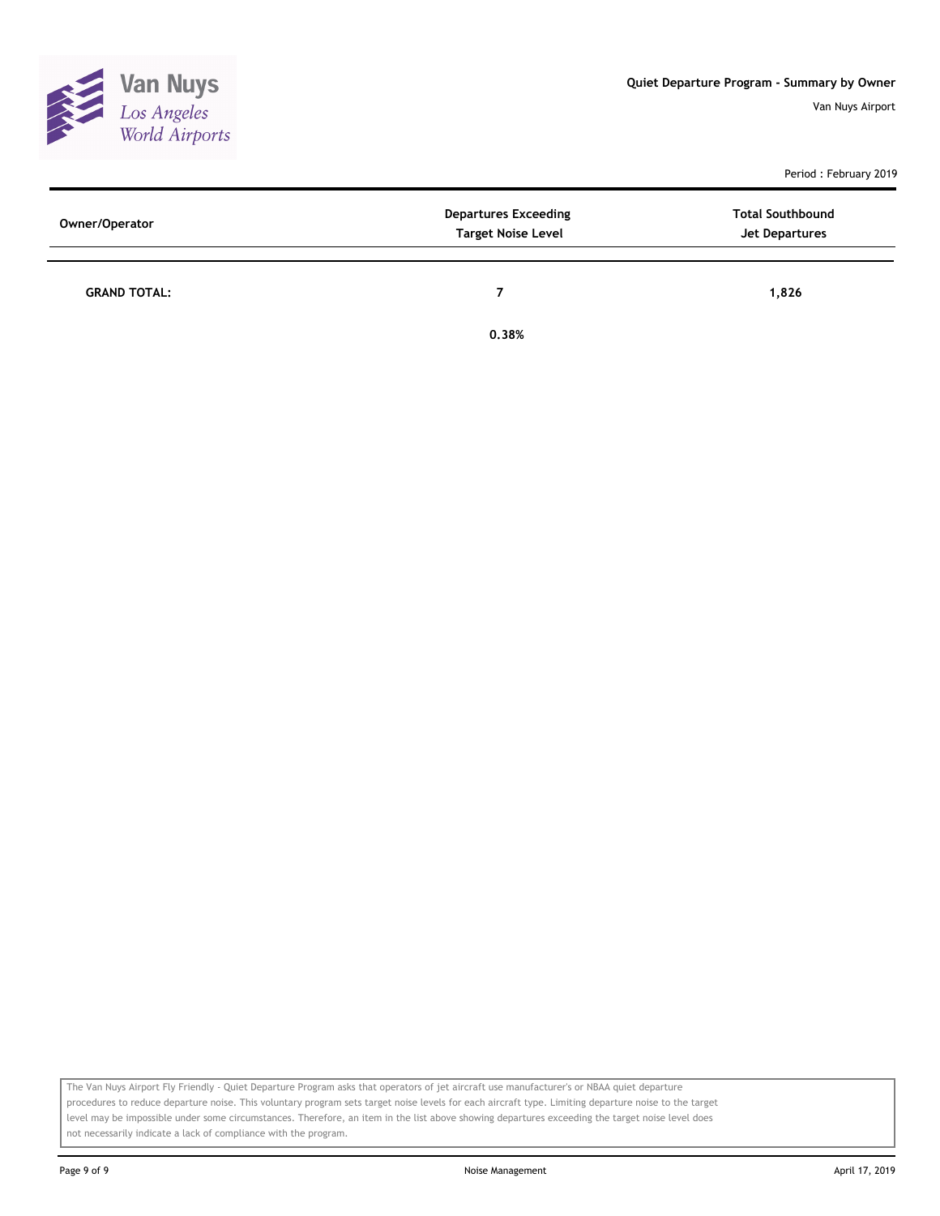**Quiet Departure Program - Summary by Owner**

Van Nuys Airport

Period : February 2019

| Owner/Operator | Departures Exceeding Target Noise Level | Total Southbound Jet Departures |
|---|---|---|
| **GRAND TOTAL:** | **7** | **1,826** |
| | **0.38%** | |

The Van Nuys Airport Fly Friendly - Quiet Departure Program asks that operators of jet aircraft use manufacturer's or NBAA quiet departure procedures to reduce departure noise. This voluntary program sets target noise levels for each aircraft type. Limiting departure noise to the target level may be impossible under some circumstances. Therefore, an item in the list above showing departures exceeding the target noise level does not necessarily indicate a lack of compliance with the program.